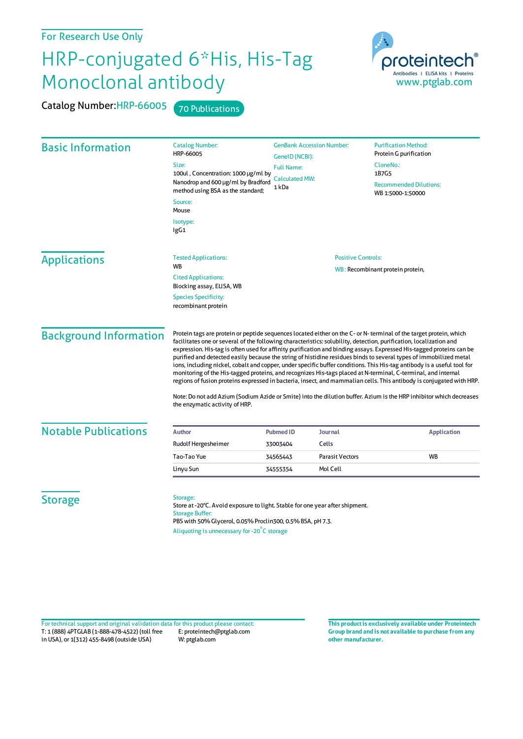For Research Use Only

# HRP-conjugated 6*His, His-Tag Monoclonal antibody

Catalog Number: HRP-66005 70 Publications

proteintech® Antibodies | ELISA kits | Proteins www.ptglab.com

## Basic Information

Catalog Number:
HRP-66005

Size:
100ul , Concentration: 1000 μg/ml by Nanodrop and 600 μg/ml by Bradford method using BSA as the standard;

Source:
Mouse

Isotype:
IgG1

GenBank Accession Number:

GeneID (NCBI):

Full Name:

Calculated MW:
1 kDa

Purification Method:
Protein G purification

CloneNo.:
1B7G5

Recommended Dilutions:
WB 1:5000-1:50000

## Applications

Tested Applications:
WB

Cited Applications:
Blocking assay, ELISA, WB

Species Specificity:
recombinant protein

Positive Controls:

WB : Recombinant protein protein,

## Background Information

Protein tags are protein or peptide sequences located either on the C- or N- terminal of the target protein, which facilitates one or several of the following characteristics: solubility, detection, purification, localization and expression. His-tag is often used for affinity purification and binding assays. Expressed His-tagged proteins can be purified and detected easily because the string of histidine residues binds to several types of immobilized metal ions, including nickel, cobalt and copper, under specific buffer conditions. This His-tag antibody is a useful tool for monitoring of the His-tagged proteins, and recognizes His-tags placed at N-terminal, C-terminal, and internal regions of fusion proteins expressed in bacteria, insect, and mammalian cells. This antibody is conjugated with HRP.

Note: Do not add Azium (Sodium Azide or Smite) into the dilution buffer. Azium is the HRP inhibitor which decreases the enzymatic activity of HRP.

## Notable Publications

| Author | Pubmed ID | Journal | Application |
|---|---|---|---|
| Rudolf Hergesheimer | 33003404 | Cells | |
| Tao-Tao Yue | 34565443 | Parasit Vectors | WB |
| Linyu Sun | 34555354 | Mol Cell | |

## Storage

Storage:
Store at -20°C. Avoid exposure to light. Stable for one year after shipment.

Storage Buffer:
PBS with 50% Glycerol, 0.05% Proclin300, 0.5% BSA, pH 7.3.

Aliquoting is unnecessary for -20°C storage

For technical support and original validation data for this product please contact:
T: 1 (888) 4PTGLAB (1-888-478-4522) (toll free in USA), or 1(312) 455-8498 (outside USA)
E: proteintech@ptglab.com
W: ptglab.com

**This product is exclusively available under Proteintech Group brand and is not available to purchase from any other manufacturer.**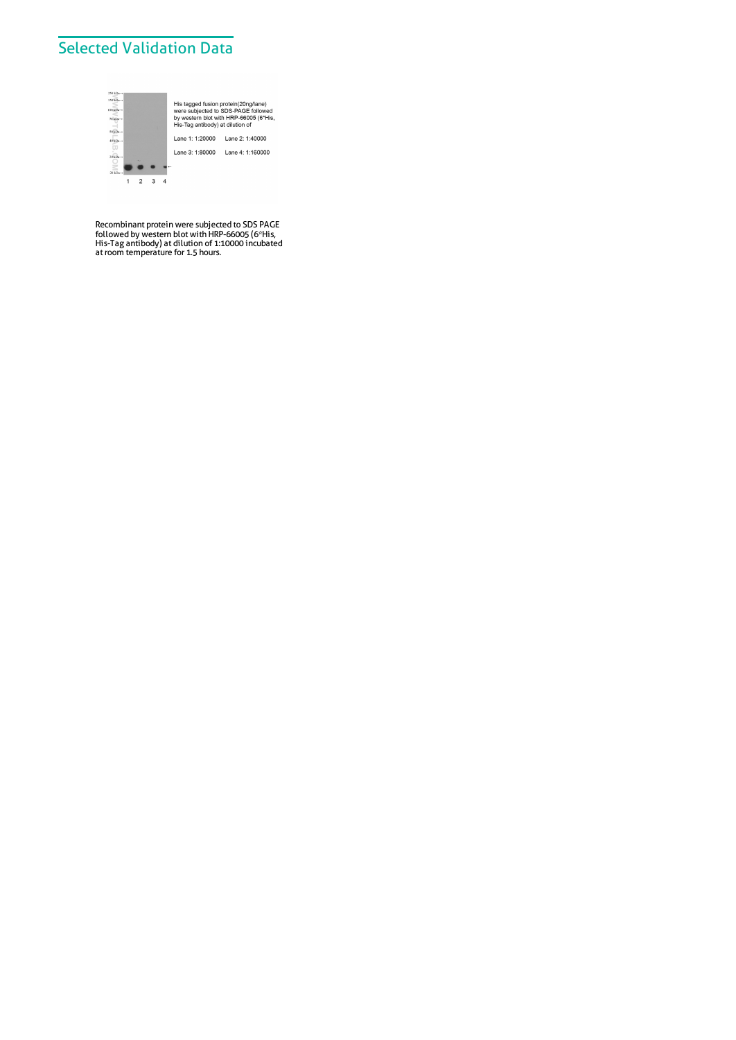## Selected Validation Data

250 kDa→
150 kDa→
100 kDa→
70 kDa→
50 kDa→
40 kDa→
30 kDa→
20 kDa→

1 2 3 4

His tagged fusion protein(20ng/lane) were subjected to SDS-PAGE followed by western blot with HRP-66005 (6*His, His-Tag antibody) at dilution of

Lane 1: 1:20000 Lane 2: 1:40000

Lane 3: 1:80000 Lane 4: 1:160000

Recombinant protein were subjected to SDS PAGE followed by western blot with HRP-66005 (6*His, His-Tag antibody) at dilution of 1:10000 incubated at room temperature for 1.5 hours.